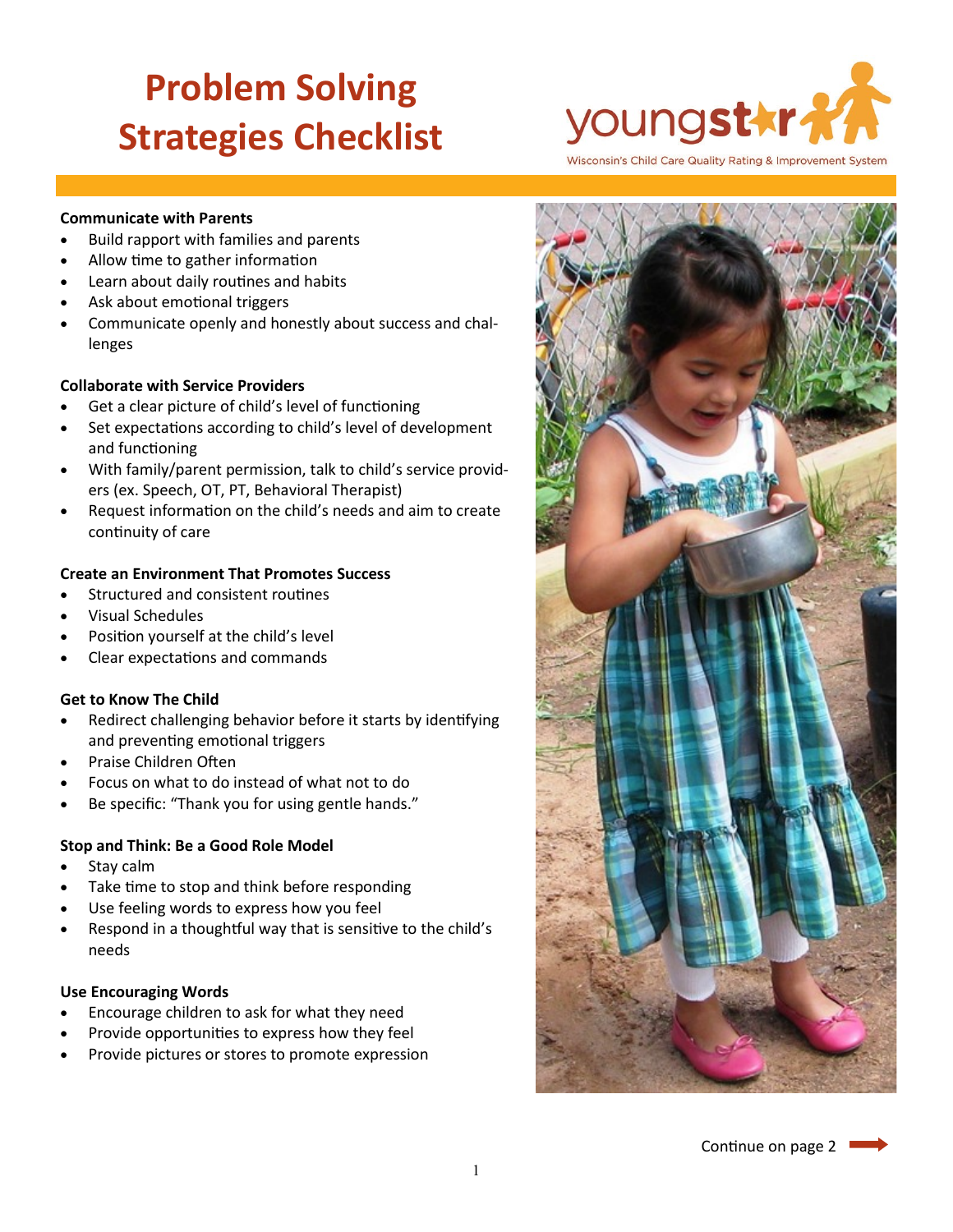# Problem Solving Strategies Checklist

youngstar — Wisconsin's Child Care Quality Rating & Improvement System

**Communicate with Parents**

- Build rapport with families and parents
- Allow time to gather information
- Learn about daily routines and habits
- Ask about emotional triggers
- Communicate openly and honestly about success and challenges

**Collaborate with Service Providers**

- Get a clear picture of child's level of functioning
- Set expectations according to child's level of development and functioning
- With family/parent permission, talk to child's service providers (ex. Speech, OT, PT, Behavioral Therapist)
- Request information on the child's needs and aim to create continuity of care

**Create an Environment That Promotes Success**

- Structured and consistent routines
- Visual Schedules
- Position yourself at the child's level
- Clear expectations and commands

**Get to Know The Child**

- Redirect challenging behavior before it starts by identifying and preventing emotional triggers
- Praise Children Often
- Focus on what to do instead of what not to do
- Be specific: "Thank you for using gentle hands."

**Stop and Think: Be a Good Role Model**

- Stay calm
- Take time to stop and think before responding
- Use feeling words to express how you feel
- Respond in a thoughtful way that is sensitive to the child's needs

**Use Encouraging Words**

- Encourage children to ask for what they need
- Provide opportunities to express how they feel
- Provide pictures or stores to promote expression

Continue on page 2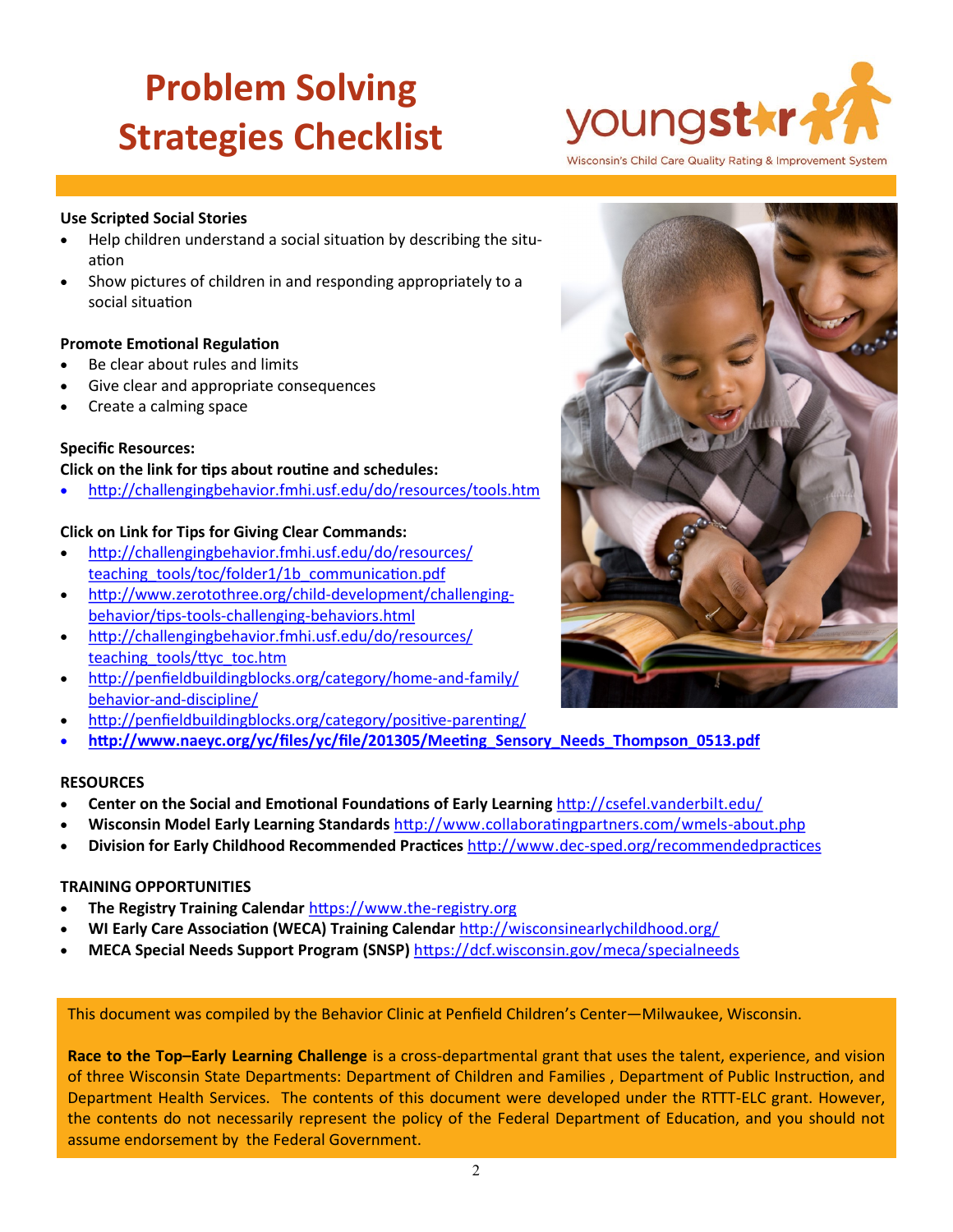# Problem Solving Strategies Checklist

youngstar
Wisconsin's Child Care Quality Rating & Improvement System

**Use Scripted Social Stories**

- Help children understand a social situation by describing the situation
- Show pictures of children in and responding appropriately to a social situation

**Promote Emotional Regulation**

- Be clear about rules and limits
- Give clear and appropriate consequences
- Create a calming space

**Specific Resources:**

**Click on the link for tips about routine and schedules:**

- http://challengingbehavior.fmhi.usf.edu/do/resources/tools.htm

**Click on Link for Tips for Giving Clear Commands:**

- http://challengingbehavior.fmhi.usf.edu/do/resources/teaching_tools/toc/folder1/1b_communication.pdf
- http://www.zerotothree.org/child-development/challenging-behavior/tips-tools-challenging-behaviors.html
- http://challengingbehavior.fmhi.usf.edu/do/resources/teaching_tools/ttyc_toc.htm
- http://penfieldbuildingblocks.org/category/home-and-family/behavior-and-discipline/
- http://penfieldbuildingblocks.org/category/positive-parenting/
- **http://www.naeyc.org/yc/files/yc/file/201305/Meeting_Sensory_Needs_Thompson_0513.pdf**

**RESOURCES**

- **Center on the Social and Emotional Foundations of Early Learning** http://csefel.vanderbilt.edu/
- **Wisconsin Model Early Learning Standards** http://www.collaboratingpartners.com/wmels-about.php
- **Division for Early Childhood Recommended Practices** http://www.dec-sped.org/recommendedpractices

**TRAINING OPPORTUNITIES**

- **The Registry Training Calendar** https://www.the-registry.org
- **WI Early Care Association (WECA) Training Calendar** http://wisconsinearlychildhood.org/
- **MECA Special Needs Support Program (SNSP)** https://dcf.wisconsin.gov/meca/specialneeds

This document was compiled by the Behavior Clinic at Penfield Children's Center—Milwaukee, Wisconsin.

**Race to the Top–Early Learning Challenge** is a cross-departmental grant that uses the talent, experience, and vision of three Wisconsin State Departments: Department of Children and Families , Department of Public Instruction, and Department Health Services. The contents of this document were developed under the RTTT-ELC grant. However, the contents do not necessarily represent the policy of the Federal Department of Education, and you should not assume endorsement by the Federal Government.